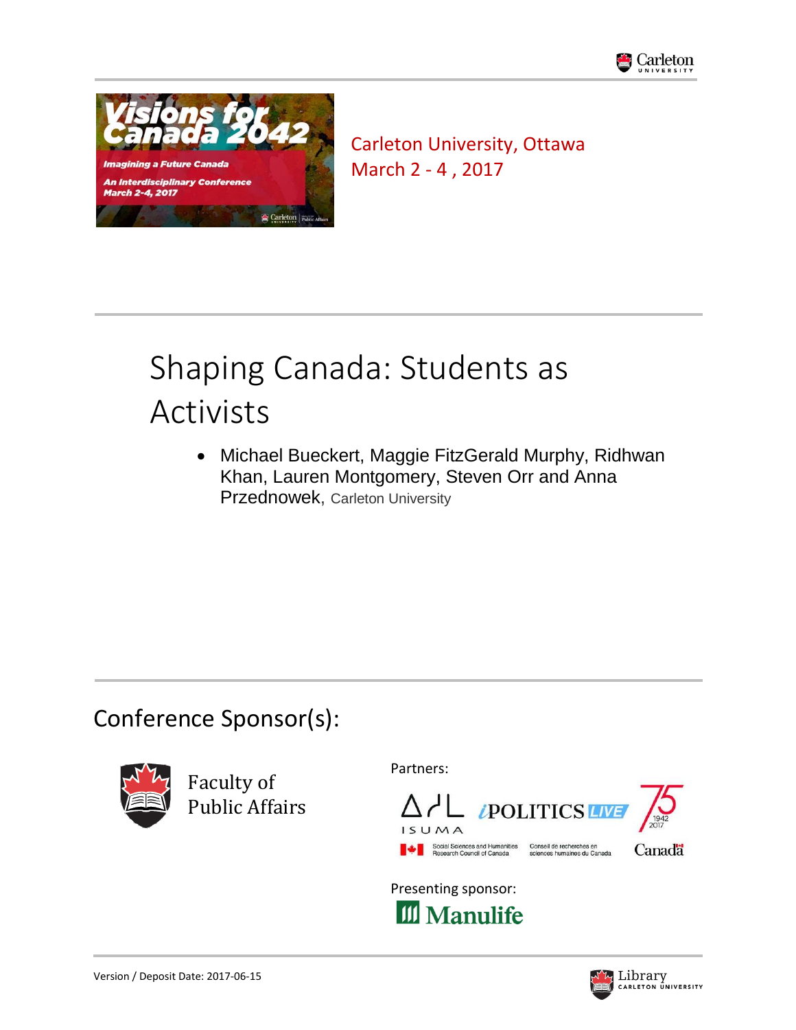Carleton University, Ottawa
March 2 - 4 , 2017

# Shaping Canada: Students as Activists

- Michael Bueckert, Maggie FitzGerald Murphy, Ridhwan Khan, Lauren Montgomery, Steven Orr and Anna Przednowek, Carleton University

## Conference Sponsor(s):

Faculty of Public Affairs

Partners:

ISUMA

iPOLITICS LIVE

Social Sciences and Humanities Research Council of Canada

Conseil de recherches en sciences humaines du Canada

Canada

Presenting sponsor:

Manulife

Version / Deposit Date: 2017-06-15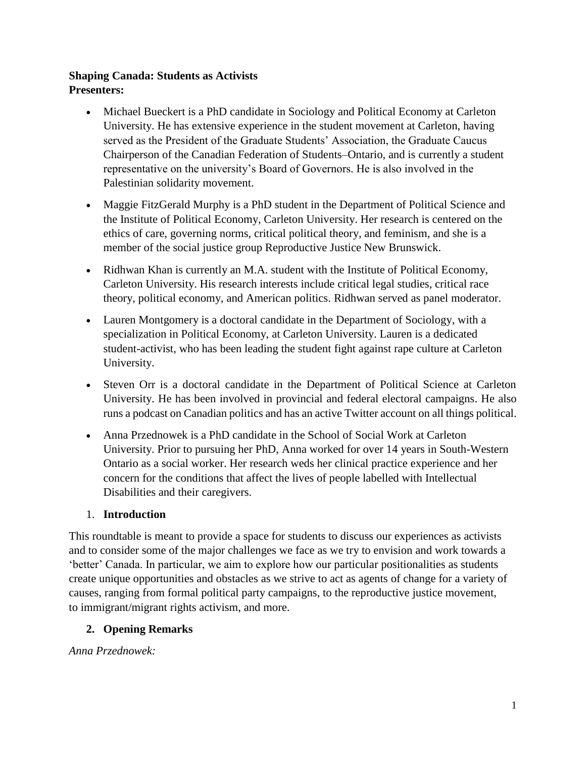**Shaping Canada: Students as Activists**
**Presenters:**

- Michael Bueckert is a PhD candidate in Sociology and Political Economy at Carleton University. He has extensive experience in the student movement at Carleton, having served as the President of the Graduate Students' Association, the Graduate Caucus Chairperson of the Canadian Federation of Students–Ontario, and is currently a student representative on the university's Board of Governors. He is also involved in the Palestinian solidarity movement.

- Maggie FitzGerald Murphy is a PhD student in the Department of Political Science and the Institute of Political Economy, Carleton University. Her research is centered on the ethics of care, governing norms, critical political theory, and feminism, and she is a member of the social justice group Reproductive Justice New Brunswick.

- Ridhwan Khan is currently an M.A. student with the Institute of Political Economy, Carleton University. His research interests include critical legal studies, critical race theory, political economy, and American politics. Ridhwan served as panel moderator.

- Lauren Montgomery is a doctoral candidate in the Department of Sociology, with a specialization in Political Economy, at Carleton University. Lauren is a dedicated student-activist, who has been leading the student fight against rape culture at Carleton University.

- Steven Orr is a doctoral candidate in the Department of Political Science at Carleton University. He has been involved in provincial and federal electoral campaigns. He also runs a podcast on Canadian politics and has an active Twitter account on all things political.

- Anna Przednowek is a PhD candidate in the School of Social Work at Carleton University. Prior to pursuing her PhD, Anna worked for over 14 years in South-Western Ontario as a social worker. Her research weds her clinical practice experience and her concern for the conditions that affect the lives of people labelled with Intellectual Disabilities and their caregivers.

1. **Introduction**

This roundtable is meant to provide a space for students to discuss our experiences as activists and to consider some of the major challenges we face as we try to envision and work towards a 'better' Canada. In particular, we aim to explore how our particular positionalities as students create unique opportunities and obstacles as we strive to act as agents of change for a variety of causes, ranging from formal political party campaigns, to the reproductive justice movement, to immigrant/migrant rights activism, and more.

2. **Opening Remarks**

*Anna Przednowek:*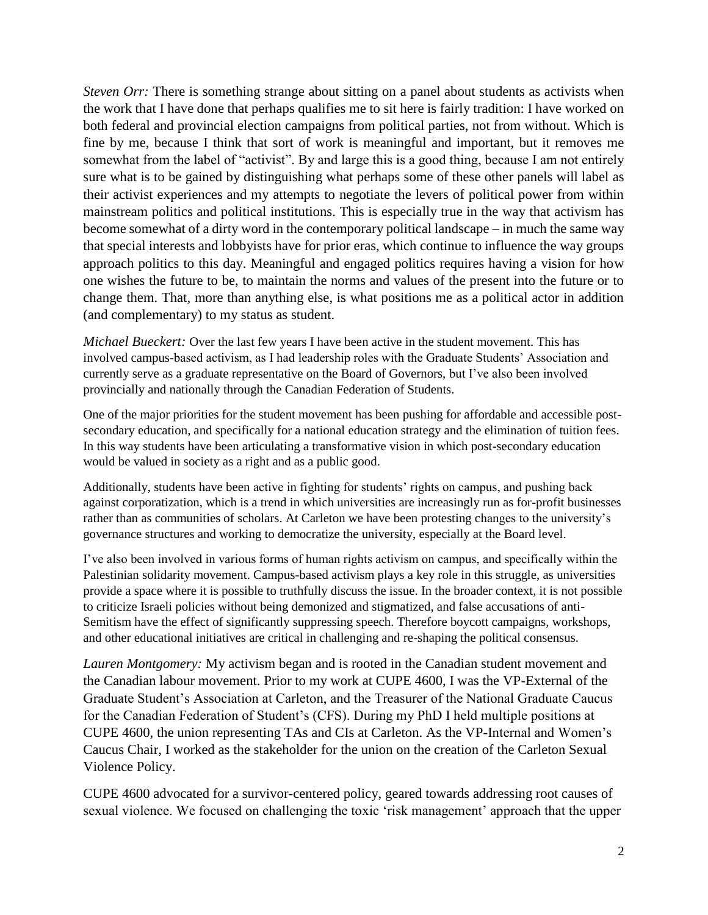*Steven Orr:* There is something strange about sitting on a panel about students as activists when the work that I have done that perhaps qualifies me to sit here is fairly tradition: I have worked on both federal and provincial election campaigns from political parties, not from without. Which is fine by me, because I think that sort of work is meaningful and important, but it removes me somewhat from the label of "activist". By and large this is a good thing, because I am not entirely sure what is to be gained by distinguishing what perhaps some of these other panels will label as their activist experiences and my attempts to negotiate the levers of political power from within mainstream politics and political institutions. This is especially true in the way that activism has become somewhat of a dirty word in the contemporary political landscape – in much the same way that special interests and lobbyists have for prior eras, which continue to influence the way groups approach politics to this day. Meaningful and engaged politics requires having a vision for how one wishes the future to be, to maintain the norms and values of the present into the future or to change them. That, more than anything else, is what positions me as a political actor in addition (and complementary) to my status as student.

*Michael Bueckert:* Over the last few years I have been active in the student movement. This has involved campus-based activism, as I had leadership roles with the Graduate Students' Association and currently serve as a graduate representative on the Board of Governors, but I've also been involved provincially and nationally through the Canadian Federation of Students.

One of the major priorities for the student movement has been pushing for affordable and accessible post-secondary education, and specifically for a national education strategy and the elimination of tuition fees. In this way students have been articulating a transformative vision in which post-secondary education would be valued in society as a right and as a public good.

Additionally, students have been active in fighting for students' rights on campus, and pushing back against corporatization, which is a trend in which universities are increasingly run as for-profit businesses rather than as communities of scholars. At Carleton we have been protesting changes to the university's governance structures and working to democratize the university, especially at the Board level.

I've also been involved in various forms of human rights activism on campus, and specifically within the Palestinian solidarity movement. Campus-based activism plays a key role in this struggle, as universities provide a space where it is possible to truthfully discuss the issue. In the broader context, it is not possible to criticize Israeli policies without being demonized and stigmatized, and false accusations of anti-Semitism have the effect of significantly suppressing speech. Therefore boycott campaigns, workshops, and other educational initiatives are critical in challenging and re-shaping the political consensus.

*Lauren Montgomery:* My activism began and is rooted in the Canadian student movement and the Canadian labour movement. Prior to my work at CUPE 4600, I was the VP-External of the Graduate Student's Association at Carleton, and the Treasurer of the National Graduate Caucus for the Canadian Federation of Student's (CFS). During my PhD I held multiple positions at CUPE 4600, the union representing TAs and CIs at Carleton. As the VP-Internal and Women's Caucus Chair, I worked as the stakeholder for the union on the creation of the Carleton Sexual Violence Policy.

CUPE 4600 advocated for a survivor-centered policy, geared towards addressing root causes of sexual violence. We focused on challenging the toxic 'risk management' approach that the upper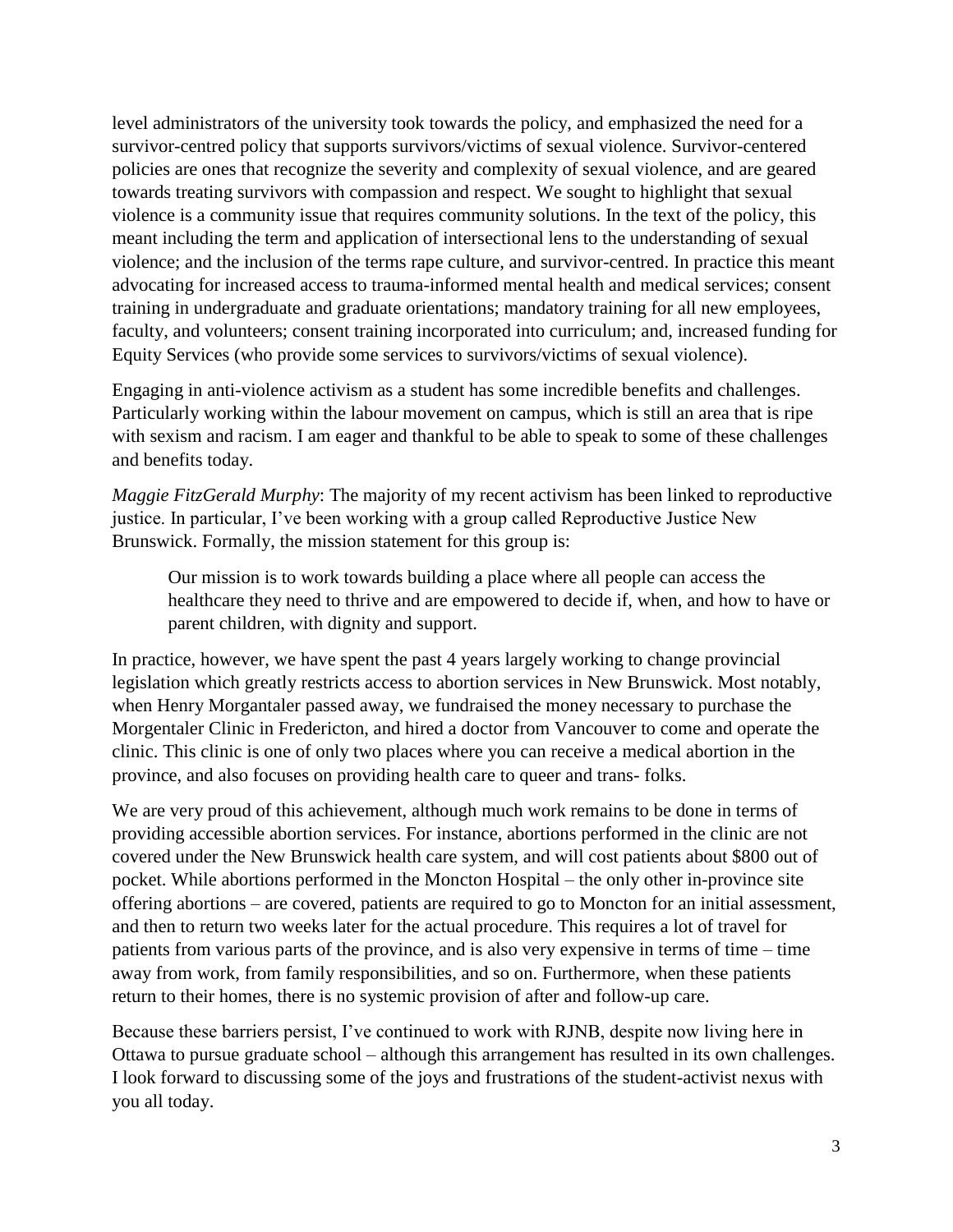level administrators of the university took towards the policy, and emphasized the need for a survivor-centred policy that supports survivors/victims of sexual violence. Survivor-centered policies are ones that recognize the severity and complexity of sexual violence, and are geared towards treating survivors with compassion and respect. We sought to highlight that sexual violence is a community issue that requires community solutions. In the text of the policy, this meant including the term and application of intersectional lens to the understanding of sexual violence; and the inclusion of the terms rape culture, and survivor-centred. In practice this meant advocating for increased access to trauma-informed mental health and medical services; consent training in undergraduate and graduate orientations; mandatory training for all new employees, faculty, and volunteers; consent training incorporated into curriculum; and, increased funding for Equity Services (who provide some services to survivors/victims of sexual violence).

Engaging in anti-violence activism as a student has some incredible benefits and challenges. Particularly working within the labour movement on campus, which is still an area that is ripe with sexism and racism. I am eager and thankful to be able to speak to some of these challenges and benefits today.

*Maggie FitzGerald Murphy*: The majority of my recent activism has been linked to reproductive justice. In particular, I've been working with a group called Reproductive Justice New Brunswick. Formally, the mission statement for this group is:

> Our mission is to work towards building a place where all people can access the healthcare they need to thrive and are empowered to decide if, when, and how to have or parent children, with dignity and support.

In practice, however, we have spent the past 4 years largely working to change provincial legislation which greatly restricts access to abortion services in New Brunswick. Most notably, when Henry Morgantaler passed away, we fundraised the money necessary to purchase the Morgentaler Clinic in Fredericton, and hired a doctor from Vancouver to come and operate the clinic. This clinic is one of only two places where you can receive a medical abortion in the province, and also focuses on providing health care to queer and trans- folks.

We are very proud of this achievement, although much work remains to be done in terms of providing accessible abortion services. For instance, abortions performed in the clinic are not covered under the New Brunswick health care system, and will cost patients about $800 out of pocket. While abortions performed in the Moncton Hospital – the only other in-province site offering abortions – are covered, patients are required to go to Moncton for an initial assessment, and then to return two weeks later for the actual procedure. This requires a lot of travel for patients from various parts of the province, and is also very expensive in terms of time – time away from work, from family responsibilities, and so on. Furthermore, when these patients return to their homes, there is no systemic provision of after and follow-up care.

Because these barriers persist, I've continued to work with RJNB, despite now living here in Ottawa to pursue graduate school – although this arrangement has resulted in its own challenges. I look forward to discussing some of the joys and frustrations of the student-activist nexus with you all today.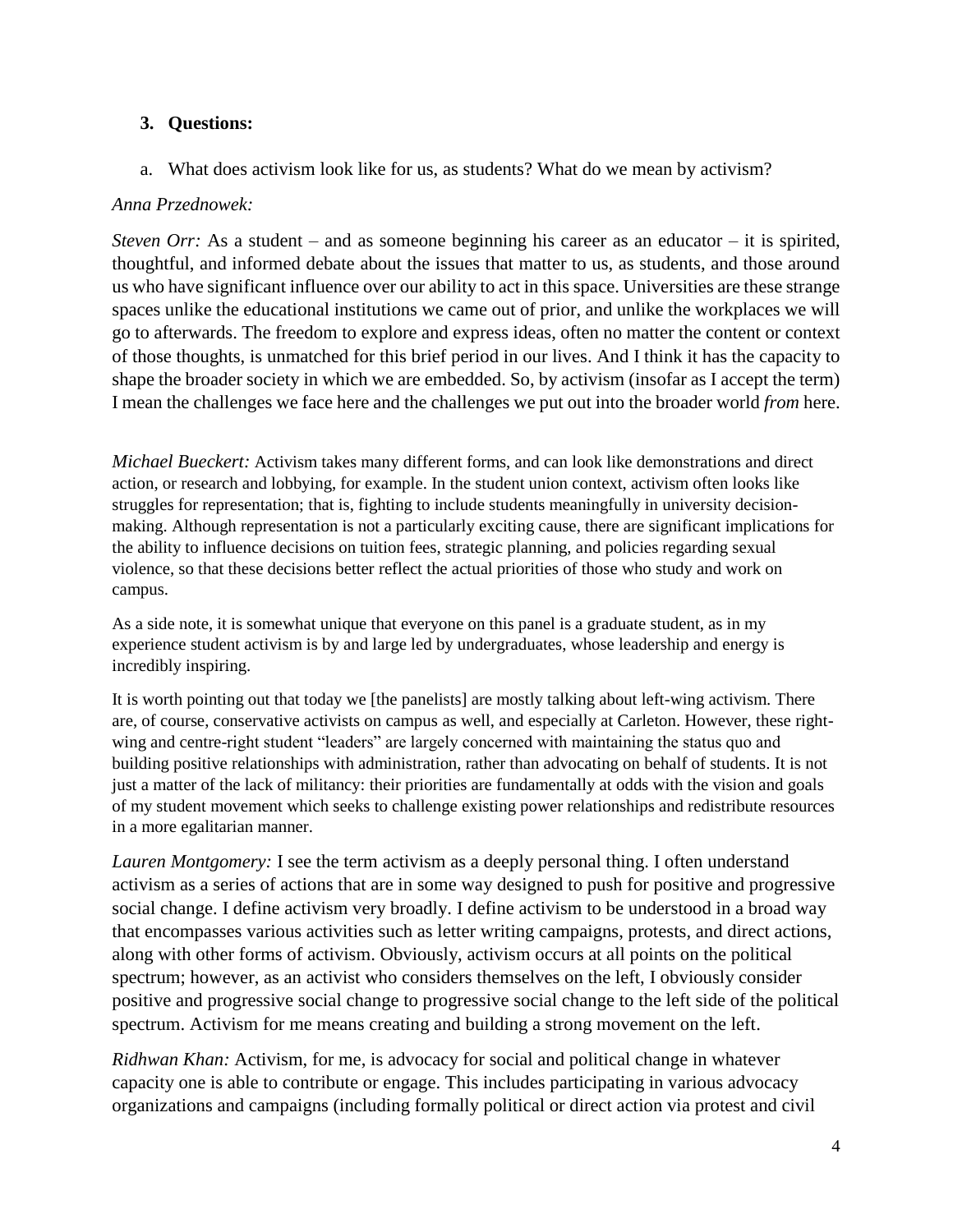3. **Questions:**

   a. What does activism look like for us, as students? What do we mean by activism?

*Anna Przednowek:*

*Steven Orr:* As a student – and as someone beginning his career as an educator – it is spirited, thoughtful, and informed debate about the issues that matter to us, as students, and those around us who have significant influence over our ability to act in this space. Universities are these strange spaces unlike the educational institutions we came out of prior, and unlike the workplaces we will go to afterwards. The freedom to explore and express ideas, often no matter the content or context of those thoughts, is unmatched for this brief period in our lives. And I think it has the capacity to shape the broader society in which we are embedded. So, by activism (insofar as I accept the term) I mean the challenges we face here and the challenges we put out into the broader world *from* here.

*Michael Bueckert:* Activism takes many different forms, and can look like demonstrations and direct action, or research and lobbying, for example. In the student union context, activism often looks like struggles for representation; that is, fighting to include students meaningfully in university decision-making. Although representation is not a particularly exciting cause, there are significant implications for the ability to influence decisions on tuition fees, strategic planning, and policies regarding sexual violence, so that these decisions better reflect the actual priorities of those who study and work on campus.

As a side note, it is somewhat unique that everyone on this panel is a graduate student, as in my experience student activism is by and large led by undergraduates, whose leadership and energy is incredibly inspiring.

It is worth pointing out that today we [the panelists] are mostly talking about left-wing activism. There are, of course, conservative activists on campus as well, and especially at Carleton. However, these right-wing and centre-right student "leaders" are largely concerned with maintaining the status quo and building positive relationships with administration, rather than advocating on behalf of students. It is not just a matter of the lack of militancy: their priorities are fundamentally at odds with the vision and goals of my student movement which seeks to challenge existing power relationships and redistribute resources in a more egalitarian manner.

*Lauren Montgomery:* I see the term activism as a deeply personal thing. I often understand activism as a series of actions that are in some way designed to push for positive and progressive social change. I define activism very broadly. I define activism to be understood in a broad way that encompasses various activities such as letter writing campaigns, protests, and direct actions, along with other forms of activism. Obviously, activism occurs at all points on the political spectrum; however, as an activist who considers themselves on the left, I obviously consider positive and progressive social change to progressive social change to the left side of the political spectrum. Activism for me means creating and building a strong movement on the left.

*Ridhwan Khan:* Activism, for me, is advocacy for social and political change in whatever capacity one is able to contribute or engage. This includes participating in various advocacy organizations and campaigns (including formally political or direct action via protest and civil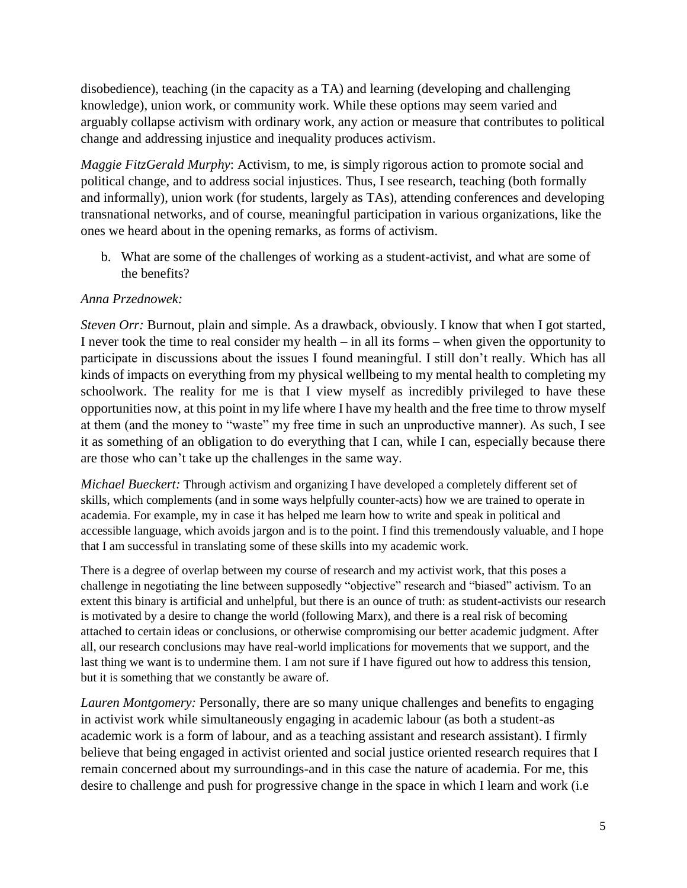disobedience), teaching (in the capacity as a TA) and learning (developing and challenging knowledge), union work, or community work. While these options may seem varied and arguably collapse activism with ordinary work, any action or measure that contributes to political change and addressing injustice and inequality produces activism.

*Maggie FitzGerald Murphy*: Activism, to me, is simply rigorous action to promote social and political change, and to address social injustices. Thus, I see research, teaching (both formally and informally), union work (for students, largely as TAs), attending conferences and developing transnational networks, and of course, meaningful participation in various organizations, like the ones we heard about in the opening remarks, as forms of activism.

b. What are some of the challenges of working as a student-activist, and what are some of the benefits?

*Anna Przednowek:*

*Steven Orr:* Burnout, plain and simple. As a drawback, obviously. I know that when I got started, I never took the time to real consider my health – in all its forms – when given the opportunity to participate in discussions about the issues I found meaningful. I still don't really. Which has all kinds of impacts on everything from my physical wellbeing to my mental health to completing my schoolwork. The reality for me is that I view myself as incredibly privileged to have these opportunities now, at this point in my life where I have my health and the free time to throw myself at them (and the money to "waste" my free time in such an unproductive manner). As such, I see it as something of an obligation to do everything that I can, while I can, especially because there are those who can't take up the challenges in the same way.

*Michael Bueckert:* Through activism and organizing I have developed a completely different set of skills, which complements (and in some ways helpfully counter-acts) how we are trained to operate in academia. For example, my in case it has helped me learn how to write and speak in political and accessible language, which avoids jargon and is to the point. I find this tremendously valuable, and I hope that I am successful in translating some of these skills into my academic work.

There is a degree of overlap between my course of research and my activist work, that this poses a challenge in negotiating the line between supposedly "objective" research and "biased" activism. To an extent this binary is artificial and unhelpful, but there is an ounce of truth: as student-activists our research is motivated by a desire to change the world (following Marx), and there is a real risk of becoming attached to certain ideas or conclusions, or otherwise compromising our better academic judgment. After all, our research conclusions may have real-world implications for movements that we support, and the last thing we want is to undermine them. I am not sure if I have figured out how to address this tension, but it is something that we constantly be aware of.

*Lauren Montgomery:* Personally, there are so many unique challenges and benefits to engaging in activist work while simultaneously engaging in academic labour (as both a student-as academic work is a form of labour, and as a teaching assistant and research assistant). I firmly believe that being engaged in activist oriented and social justice oriented research requires that I remain concerned about my surroundings-and in this case the nature of academia. For me, this desire to challenge and push for progressive change in the space in which I learn and work (i.e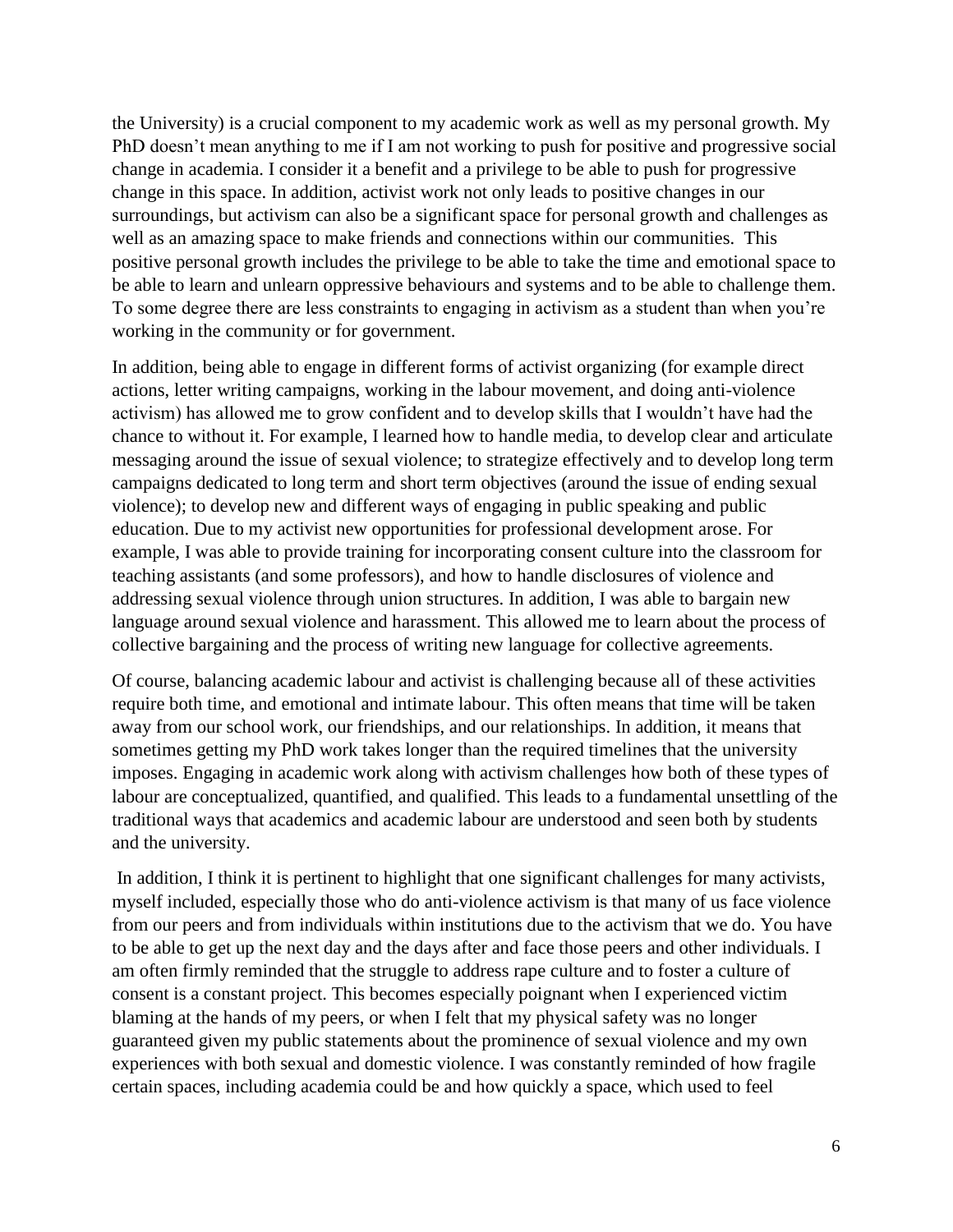the University) is a crucial component to my academic work as well as my personal growth. My PhD doesn't mean anything to me if I am not working to push for positive and progressive social change in academia. I consider it a benefit and a privilege to be able to push for progressive change in this space. In addition, activist work not only leads to positive changes in our surroundings, but activism can also be a significant space for personal growth and challenges as well as an amazing space to make friends and connections within our communities. This positive personal growth includes the privilege to be able to take the time and emotional space to be able to learn and unlearn oppressive behaviours and systems and to be able to challenge them. To some degree there are less constraints to engaging in activism as a student than when you're working in the community or for government.

In addition, being able to engage in different forms of activist organizing (for example direct actions, letter writing campaigns, working in the labour movement, and doing anti-violence activism) has allowed me to grow confident and to develop skills that I wouldn't have had the chance to without it. For example, I learned how to handle media, to develop clear and articulate messaging around the issue of sexual violence; to strategize effectively and to develop long term campaigns dedicated to long term and short term objectives (around the issue of ending sexual violence); to develop new and different ways of engaging in public speaking and public education. Due to my activist new opportunities for professional development arose. For example, I was able to provide training for incorporating consent culture into the classroom for teaching assistants (and some professors), and how to handle disclosures of violence and addressing sexual violence through union structures. In addition, I was able to bargain new language around sexual violence and harassment. This allowed me to learn about the process of collective bargaining and the process of writing new language for collective agreements.

Of course, balancing academic labour and activist is challenging because all of these activities require both time, and emotional and intimate labour. This often means that time will be taken away from our school work, our friendships, and our relationships. In addition, it means that sometimes getting my PhD work takes longer than the required timelines that the university imposes. Engaging in academic work along with activism challenges how both of these types of labour are conceptualized, quantified, and qualified. This leads to a fundamental unsettling of the traditional ways that academics and academic labour are understood and seen both by students and the university.

In addition, I think it is pertinent to highlight that one significant challenges for many activists, myself included, especially those who do anti-violence activism is that many of us face violence from our peers and from individuals within institutions due to the activism that we do. You have to be able to get up the next day and the days after and face those peers and other individuals. I am often firmly reminded that the struggle to address rape culture and to foster a culture of consent is a constant project. This becomes especially poignant when I experienced victim blaming at the hands of my peers, or when I felt that my physical safety was no longer guaranteed given my public statements about the prominence of sexual violence and my own experiences with both sexual and domestic violence. I was constantly reminded of how fragile certain spaces, including academia could be and how quickly a space, which used to feel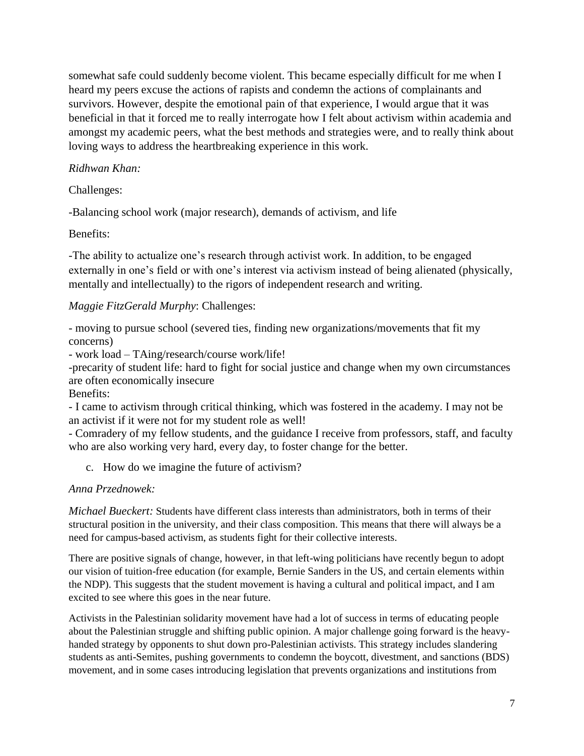somewhat safe could suddenly become violent. This became especially difficult for me when I heard my peers excuse the actions of rapists and condemn the actions of complainants and survivors. However, despite the emotional pain of that experience, I would argue that it was beneficial in that it forced me to really interrogate how I felt about activism within academia and amongst my academic peers, what the best methods and strategies were, and to really think about loving ways to address the heartbreaking experience in this work.

*Ridhwan Khan:*

Challenges:

-Balancing school work (major research), demands of activism, and life

Benefits:

-The ability to actualize one's research through activist work. In addition, to be engaged externally in one's field or with one's interest via activism instead of being alienated (physically, mentally and intellectually) to the rigors of independent research and writing.

*Maggie FitzGerald Murphy*: Challenges:

- moving to pursue school (severed ties, finding new organizations/movements that fit my concerns)
- work load – TAing/research/course work/life!
- precarity of student life: hard to fight for social justice and change when my own circumstances are often economically insecure

Benefits:

- I came to activism through critical thinking, which was fostered in the academy. I may not be an activist if it were not for my student role as well!
- Comradery of my fellow students, and the guidance I receive from professors, staff, and faculty who are also working very hard, every day, to foster change for the better.

c. How do we imagine the future of activism?

*Anna Przednowek:*

*Michael Bueckert:* Students have different class interests than administrators, both in terms of their structural position in the university, and their class composition. This means that there will always be a need for campus-based activism, as students fight for their collective interests.

There are positive signals of change, however, in that left-wing politicians have recently begun to adopt our vision of tuition-free education (for example, Bernie Sanders in the US, and certain elements within the NDP). This suggests that the student movement is having a cultural and political impact, and I am excited to see where this goes in the near future.

Activists in the Palestinian solidarity movement have had a lot of success in terms of educating people about the Palestinian struggle and shifting public opinion. A major challenge going forward is the heavy-handed strategy by opponents to shut down pro-Palestinian activists. This strategy includes slandering students as anti-Semites, pushing governments to condemn the boycott, divestment, and sanctions (BDS) movement, and in some cases introducing legislation that prevents organizations and institutions from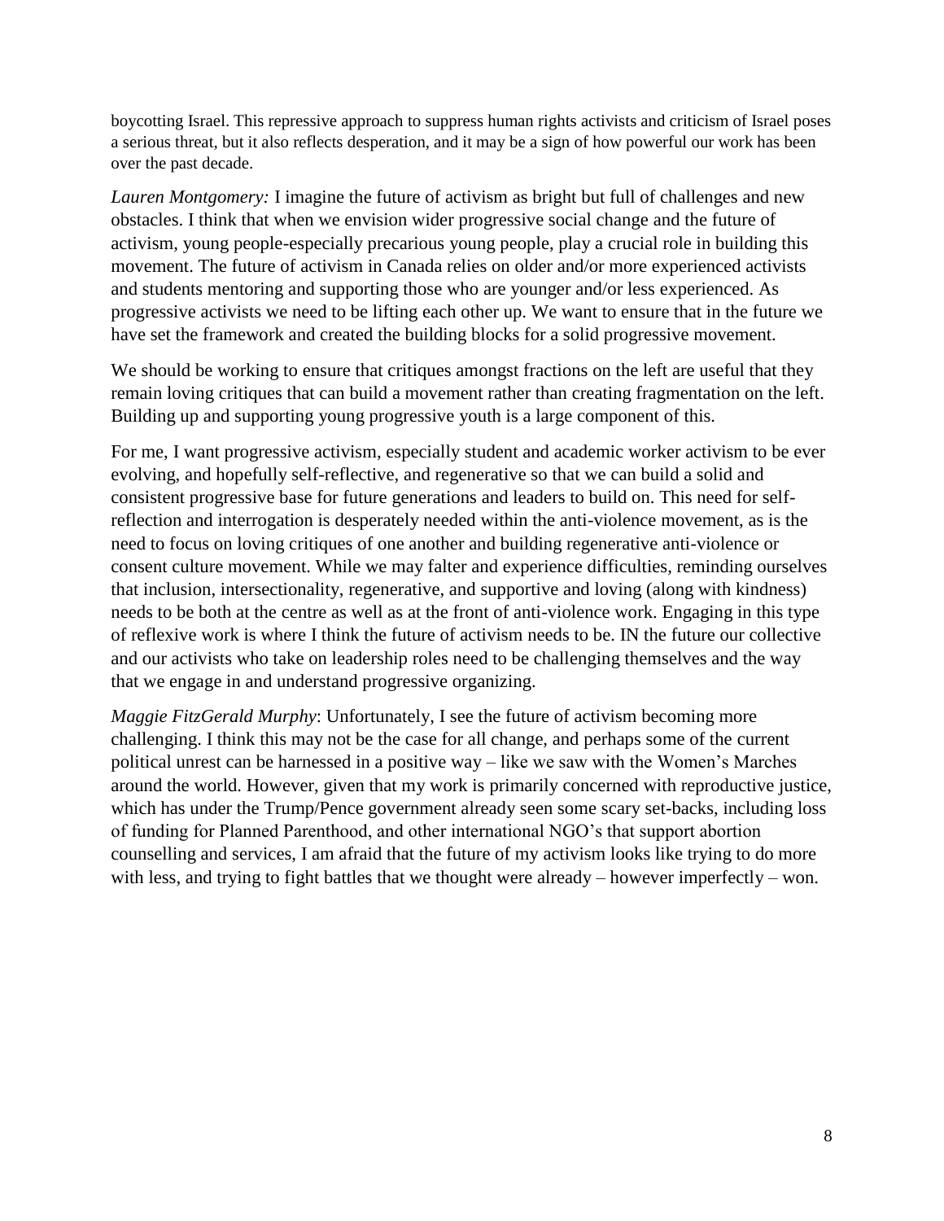boycotting Israel. This repressive approach to suppress human rights activists and criticism of Israel poses a serious threat, but it also reflects desperation, and it may be a sign of how powerful our work has been over the past decade.

*Lauren Montgomery:* I imagine the future of activism as bright but full of challenges and new obstacles. I think that when we envision wider progressive social change and the future of activism, young people-especially precarious young people, play a crucial role in building this movement. The future of activism in Canada relies on older and/or more experienced activists and students mentoring and supporting those who are younger and/or less experienced. As progressive activists we need to be lifting each other up. We want to ensure that in the future we have set the framework and created the building blocks for a solid progressive movement.

We should be working to ensure that critiques amongst fractions on the left are useful that they remain loving critiques that can build a movement rather than creating fragmentation on the left. Building up and supporting young progressive youth is a large component of this.

For me, I want progressive activism, especially student and academic worker activism to be ever evolving, and hopefully self-reflective, and regenerative so that we can build a solid and consistent progressive base for future generations and leaders to build on. This need for self-reflection and interrogation is desperately needed within the anti-violence movement, as is the need to focus on loving critiques of one another and building regenerative anti-violence or consent culture movement. While we may falter and experience difficulties, reminding ourselves that inclusion, intersectionality, regenerative, and supportive and loving (along with kindness) needs to be both at the centre as well as at the front of anti-violence work. Engaging in this type of reflexive work is where I think the future of activism needs to be. IN the future our collective and our activists who take on leadership roles need to be challenging themselves and the way that we engage in and understand progressive organizing.

*Maggie FitzGerald Murphy*: Unfortunately, I see the future of activism becoming more challenging. I think this may not be the case for all change, and perhaps some of the current political unrest can be harnessed in a positive way – like we saw with the Women's Marches around the world. However, given that my work is primarily concerned with reproductive justice, which has under the Trump/Pence government already seen some scary set-backs, including loss of funding for Planned Parenthood, and other international NGO's that support abortion counselling and services, I am afraid that the future of my activism looks like trying to do more with less, and trying to fight battles that we thought were already – however imperfectly – won.